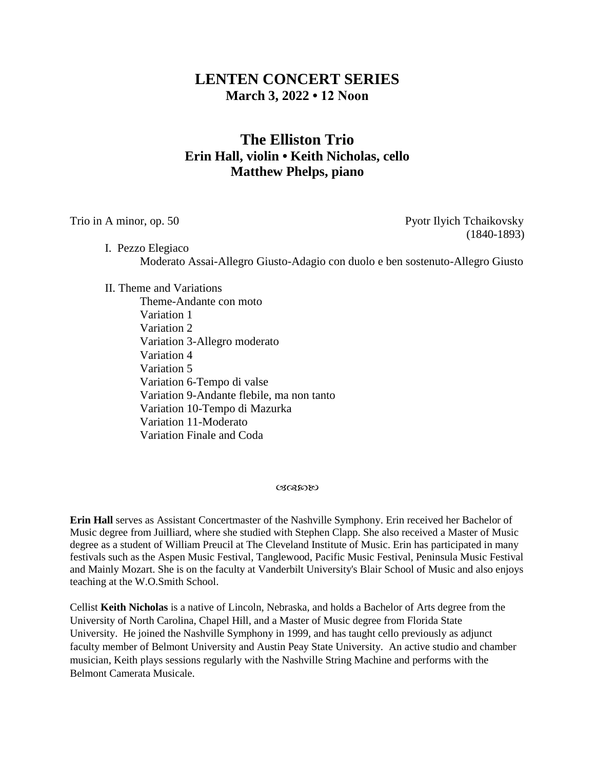# LENTEN CONCERT SERIES

**March 3, 2022 • 12 Noon**

## The Elliston Trio

**Erin Hall, violin • Keith Nicholas, cello**
**Matthew Phelps, piano**

Trio in A minor, op. 50 — Pyotr Ilyich Tchaikovsky (1840-1893)

I. Pezzo Elegiaco
  Moderato Assai-Allegro Giusto-Adagio con duolo e ben sostenuto-Allegro Giusto

II. Theme and Variations
  Theme-Andante con moto
  Variation 1
  Variation 2
  Variation 3-Allegro moderato
  Variation 4
  Variation 5
  Variation 6-Tempo di valse
  Variation 9-Andante flebile, ma non tanto
  Variation 10-Tempo di Mazurka
  Variation 11-Moderato
  Variation Finale and Coda

**Erin Hall** serves as Assistant Concertmaster of the Nashville Symphony. Erin received her Bachelor of Music degree from Juilliard, where she studied with Stephen Clapp. She also received a Master of Music degree as a student of William Preucil at The Cleveland Institute of Music. Erin has participated in many festivals such as the Aspen Music Festival, Tanglewood, Pacific Music Festival, Peninsula Music Festival and Mainly Mozart. She is on the faculty at Vanderbilt University's Blair School of Music and also enjoys teaching at the W.O.Smith School.

Cellist **Keith Nicholas** is a native of Lincoln, Nebraska, and holds a Bachelor of Arts degree from the University of North Carolina, Chapel Hill, and a Master of Music degree from Florida State University. He joined the Nashville Symphony in 1999, and has taught cello previously as adjunct faculty member of Belmont University and Austin Peay State University. An active studio and chamber musician, Keith plays sessions regularly with the Nashville String Machine and performs with the Belmont Camerata Musicale.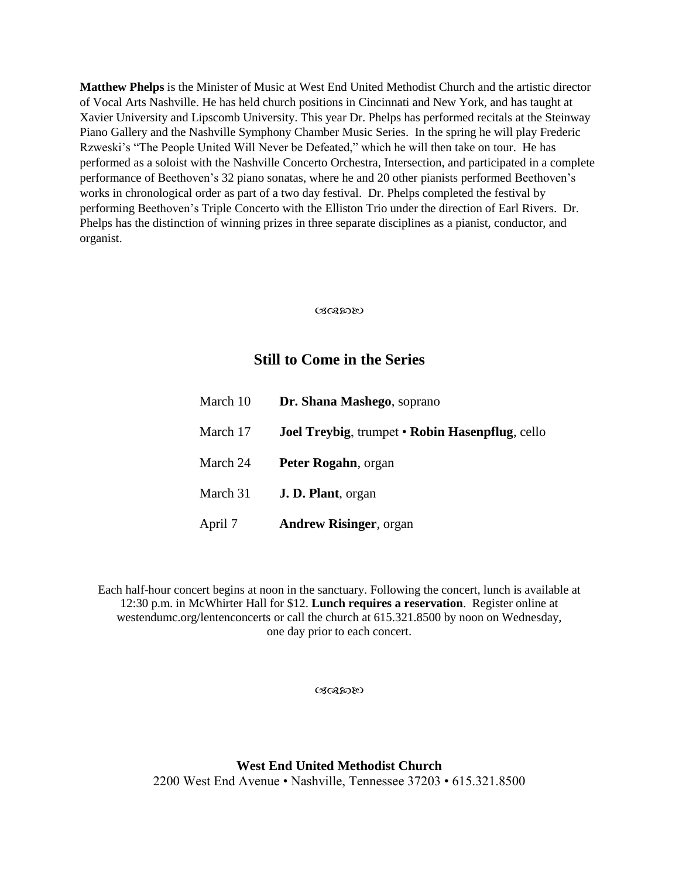**Matthew Phelps** is the Minister of Music at West End United Methodist Church and the artistic director of Vocal Arts Nashville. He has held church positions in Cincinnati and New York, and has taught at Xavier University and Lipscomb University. This year Dr. Phelps has performed recitals at the Steinway Piano Gallery and the Nashville Symphony Chamber Music Series. In the spring he will play Frederic Rzweski's "The People United Will Never be Defeated," which he will then take on tour. He has performed as a soloist with the Nashville Concerto Orchestra, Intersection, and participated in a complete performance of Beethoven's 32 piano sonatas, where he and 20 other pianists performed Beethoven's works in chronological order as part of a two day festival. Dr. Phelps completed the festival by performing Beethoven's Triple Concerto with the Elliston Trio under the direction of Earl Rivers. Dr. Phelps has the distinction of winning prizes in three separate disciplines as a pianist, conductor, and organist.

## Still to Come in the Series

| | |
|---|---|
| March 10 | **Dr. Shana Mashego**, soprano |
| March 17 | **Joel Treybig**, trumpet • **Robin Hasenpflug**, cello |
| March 24 | **Peter Rogahn**, organ |
| March 31 | **J. D. Plant**, organ |
| April 7 | **Andrew Risinger**, organ |

Each half-hour concert begins at noon in the sanctuary. Following the concert, lunch is available at 12:30 p.m. in McWhirter Hall for $12. **Lunch requires a reservation**. Register online at westendumc.org/lentenconcerts or call the church at 615.321.8500 by noon on Wednesday, one day prior to each concert.

**West End United Methodist Church**
2200 West End Avenue • Nashville, Tennessee 37203 • 615.321.8500